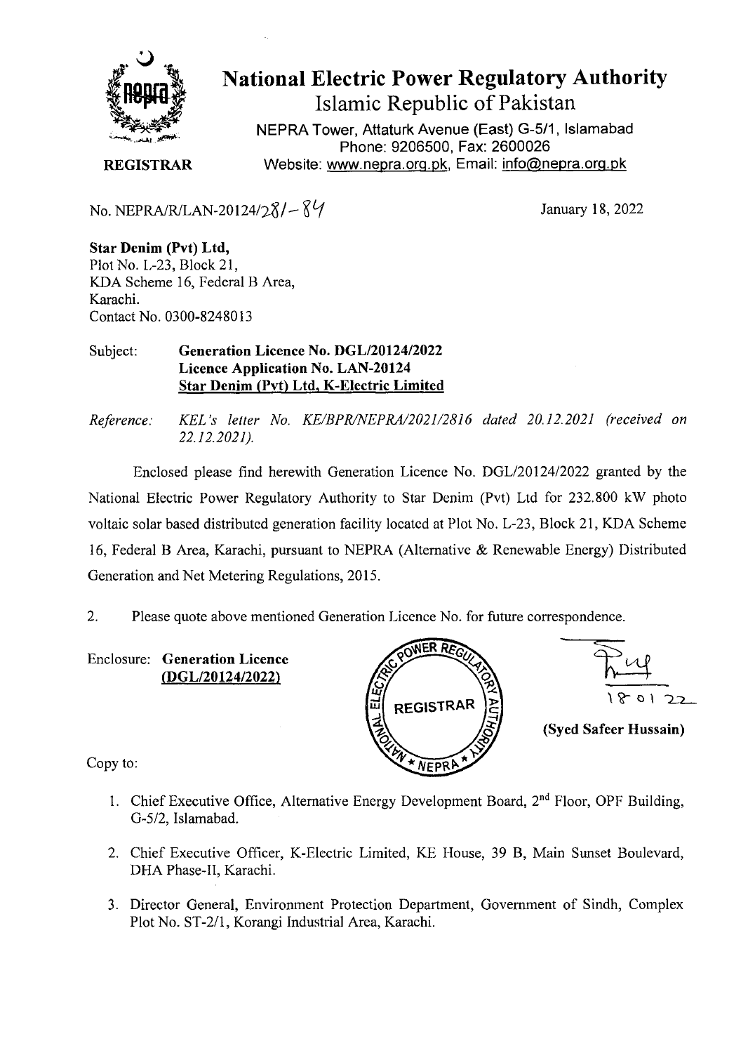# National Electric Power Regulatory Authority

Islamic Republic of Pakistan

NEPRA Tower, Attaturk Avenue (East) G-5/1, Islamabad
Phone: 9206500, Fax: 2600026
Website: www.nepra.org.pk, Email: info@nepra.org.pk

**REGISTRAR**

No. NEPRA/R/LAN-20124/281-84

January 18, 2022

**Star Denim (Pvt) Ltd,**
Plot No. L-23, Block 21,
KDA Scheme 16, Federal B Area,
Karachi.
Contact No. 0300-8248013

Subject: **Generation Licence No. DGL/20124/2022**
**Licence Application No. LAN-20124**
**Star Denim (Pvt) Ltd, K-Electric Limited**

*Reference: KEL's letter No. KE/BPR/NEPRA/2021/2816 dated 20.12.2021 (received on 22.12.2021).*

Enclosed please find herewith Generation Licence No. DGL/20124/2022 granted by the National Electric Power Regulatory Authority to Star Denim (Pvt) Ltd for 232.800 kW photo voltaic solar based distributed generation facility located at Plot No. L-23, Block 21, KDA Scheme 16, Federal B Area, Karachi, pursuant to NEPRA (Alternative & Renewable Energy) Distributed Generation and Net Metering Regulations, 2015.

2. Please quote above mentioned Generation Licence No. for future correspondence.

Enclosure: **Generation Licence**
**(DGL/20124/2022)**

18 01 22

**(Syed Safeer Hussain)**

Copy to:

1. Chief Executive Office, Alternative Energy Development Board, 2nd Floor, OPF Building, G-5/2, Islamabad.
2. Chief Executive Officer, K-Electric Limited, KE House, 39 B, Main Sunset Boulevard, DHA Phase-II, Karachi.
3. Director General, Environment Protection Department, Government of Sindh, Complex Plot No. ST-2/1, Korangi Industrial Area, Karachi.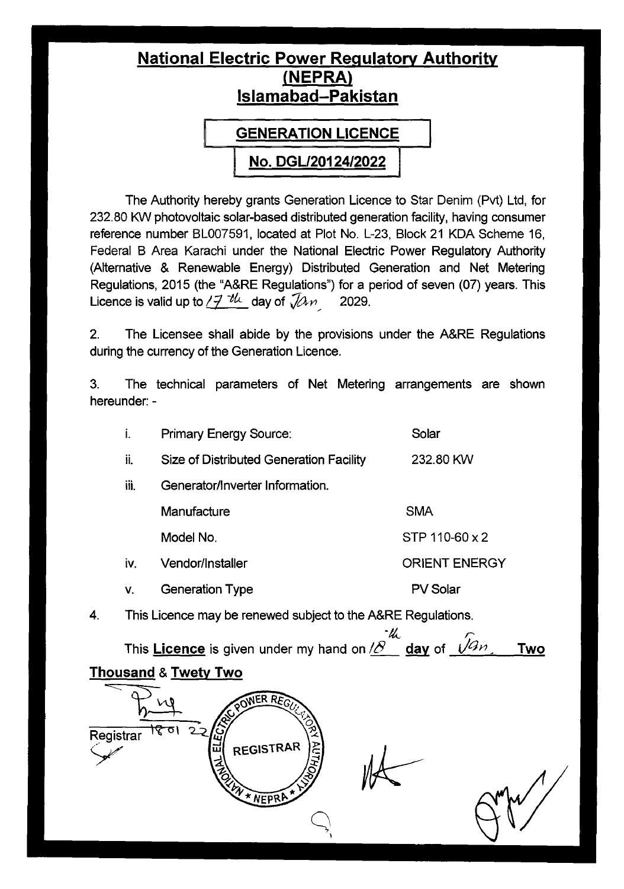# National Electric Power Regulatory Authority (NEPRA) Islamabad–Pakistan

## GENERATION LICENCE

## No. DGL/20124/2022

The Authority hereby grants Generation Licence to Star Denim (Pvt) Ltd, for 232.80 KW photovoltaic solar-based distributed generation facility, having consumer reference number BL007591, located at Plot No. L-23, Block 21 KDA Scheme 16, Federal B Area Karachi under the National Electric Power Regulatory Authority (Alternative & Renewable Energy) Distributed Generation and Net Metering Regulations, 2015 (the "A&RE Regulations") for a period of seven (07) years. This Licence is valid up to 17th day of Jan 2029.

2. The Licensee shall abide by the provisions under the A&RE Regulations during the currency of the Generation Licence.

3. The technical parameters of Net Metering arrangements are shown hereunder: -

| | | |
|---|---|---|
| i. | Primary Energy Source: | Solar |
| ii. | Size of Distributed Generation Facility | 232.80 KW |
| iii. | Generator/Inverter Information. | |
| | Manufacture | SMA |
| | Model No. | STP 110-60 x 2 |
| iv. | Vendor/Installer | ORIENT ENERGY |
| v. | Generation Type | PV Solar |

4. This Licence may be renewed subject to the A&RE Regulations.

This **Licence** is given under my hand on 18th **day** of Jan **Two Thousand** & **Twety Two**

Registrar 18 01 22

REGISTRAR NATIONAL ELECTRIC POWER REGULATORY AUTHORITY NEPRA